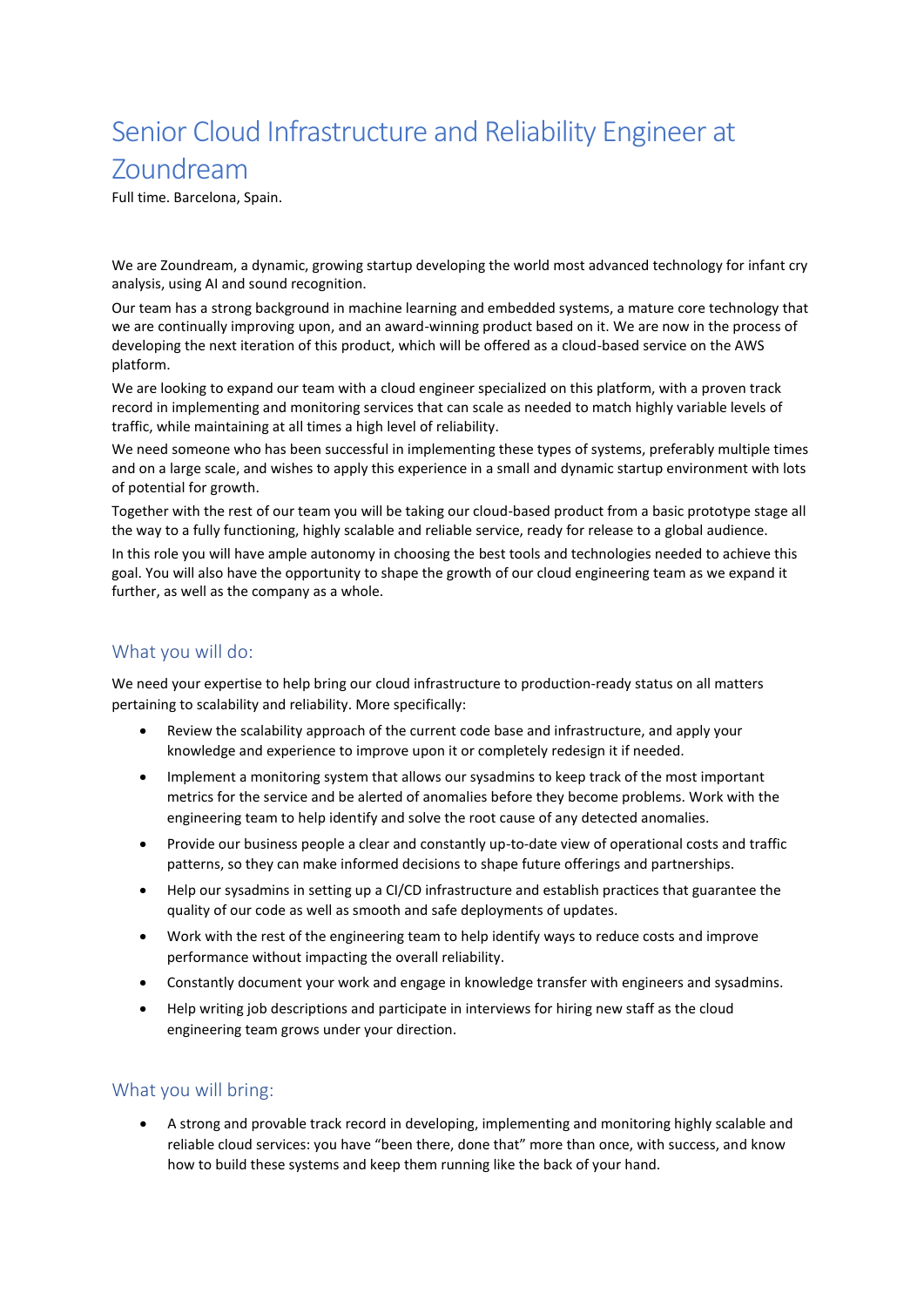# Senior Cloud Infrastructure and Reliability Engineer at Zoundream

Full time. Barcelona, Spain.

We are Zoundream, a dynamic, growing startup developing the world most advanced technology for infant cry analysis, using AI and sound recognition.

Our team has a strong background in machine learning and embedded systems, a mature core technology that we are continually improving upon, and an award-winning product based on it. We are now in the process of developing the next iteration of this product, which will be offered as a cloud-based service on the AWS platform.

We are looking to expand our team with a cloud engineer specialized on this platform, with a proven track record in implementing and monitoring services that can scale as needed to match highly variable levels of traffic, while maintaining at all times a high level of reliability.

We need someone who has been successful in implementing these types of systems, preferably multiple times and on a large scale, and wishes to apply this experience in a small and dynamic startup environment with lots of potential for growth.

Together with the rest of our team you will be taking our cloud-based product from a basic prototype stage all the way to a fully functioning, highly scalable and reliable service, ready for release to a global audience.

In this role you will have ample autonomy in choosing the best tools and technologies needed to achieve this goal. You will also have the opportunity to shape the growth of our cloud engineering team as we expand it further, as well as the company as a whole.

## What you will do:

We need your expertise to help bring our cloud infrastructure to production-ready status on all matters pertaining to scalability and reliability. More specifically:

- Review the scalability approach of the current code base and infrastructure, and apply your knowledge and experience to improve upon it or completely redesign it if needed.
- Implement a monitoring system that allows our sysadmins to keep track of the most important metrics for the service and be alerted of anomalies before they become problems. Work with the engineering team to help identify and solve the root cause of any detected anomalies.
- Provide our business people a clear and constantly up-to-date view of operational costs and traffic patterns, so they can make informed decisions to shape future offerings and partnerships.
- Help our sysadmins in setting up a CI/CD infrastructure and establish practices that guarantee the quality of our code as well as smooth and safe deployments of updates.
- Work with the rest of the engineering team to help identify ways to reduce costs and improve performance without impacting the overall reliability.
- Constantly document your work and engage in knowledge transfer with engineers and sysadmins.
- Help writing job descriptions and participate in interviews for hiring new staff as the cloud engineering team grows under your direction.

## What you will bring:

- A strong and provable track record in developing, implementing and monitoring highly scalable and reliable cloud services: you have "been there, done that" more than once, with success, and know how to build these systems and keep them running like the back of your hand.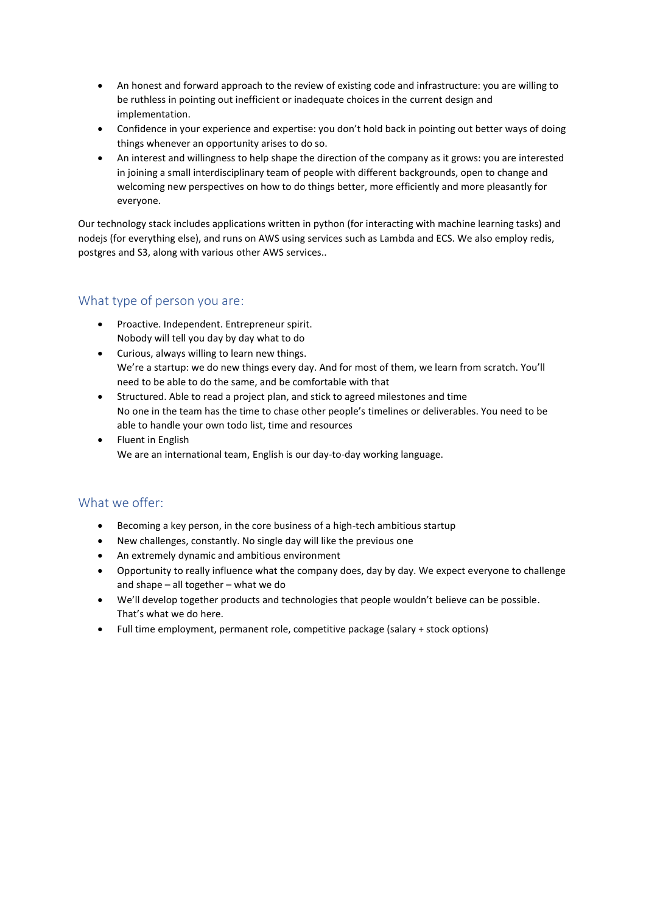- An honest and forward approach to the review of existing code and infrastructure: you are willing to be ruthless in pointing out inefficient or inadequate choices in the current design and implementation.
- Confidence in your experience and expertise: you don't hold back in pointing out better ways of doing things whenever an opportunity arises to do so.
- An interest and willingness to help shape the direction of the company as it grows: you are interested in joining a small interdisciplinary team of people with different backgrounds, open to change and welcoming new perspectives on how to do things better, more efficiently and more pleasantly for everyone.

Our technology stack includes applications written in python (for interacting with machine learning tasks) and nodejs (for everything else), and runs on AWS using services such as Lambda and ECS. We also employ redis, postgres and S3, along with various other AWS services..

## What type of person you are:

- Proactive. Independent. Entrepreneur spirit.
  Nobody will tell you day by day what to do
- Curious, always willing to learn new things.
  We're a startup: we do new things every day. And for most of them, we learn from scratch. You'll need to be able to do the same, and be comfortable with that
- Structured. Able to read a project plan, and stick to agreed milestones and time
  No one in the team has the time to chase other people's timelines or deliverables. You need to be able to handle your own todo list, time and resources
- Fluent in English
  We are an international team, English is our day-to-day working language.

## What we offer:

- Becoming a key person, in the core business of a high-tech ambitious startup
- New challenges, constantly. No single day will like the previous one
- An extremely dynamic and ambitious environment
- Opportunity to really influence what the company does, day by day. We expect everyone to challenge and shape – all together – what we do
- We'll develop together products and technologies that people wouldn't believe can be possible. That's what we do here.
- Full time employment, permanent role, competitive package (salary + stock options)